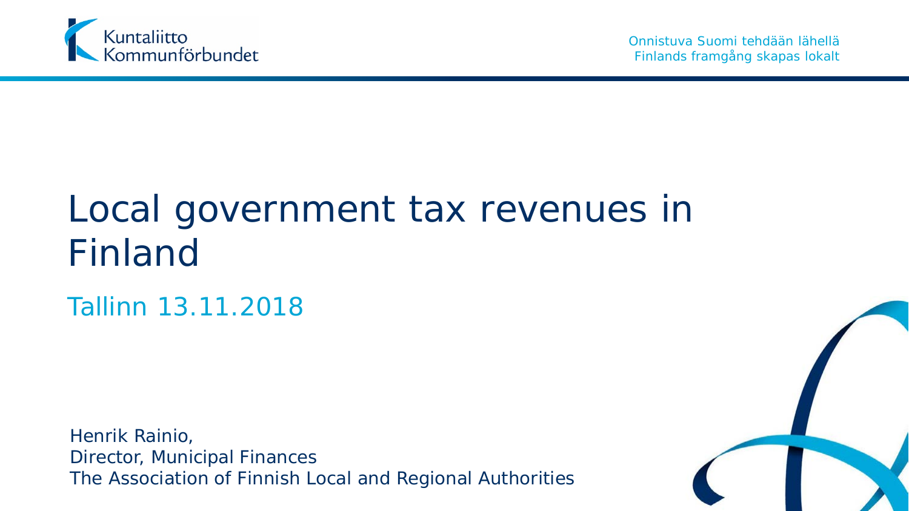Kuntaliitto
Kommunförbundet

Onnistuva Suomi tehdään lähellä
Finlands framgång skapas lokalt

# Local government tax revenues in Finland

## Tallinn 13.11.2018

Henrik Rainio,
Director, Municipal Finances
The Association of Finnish Local and Regional Authorities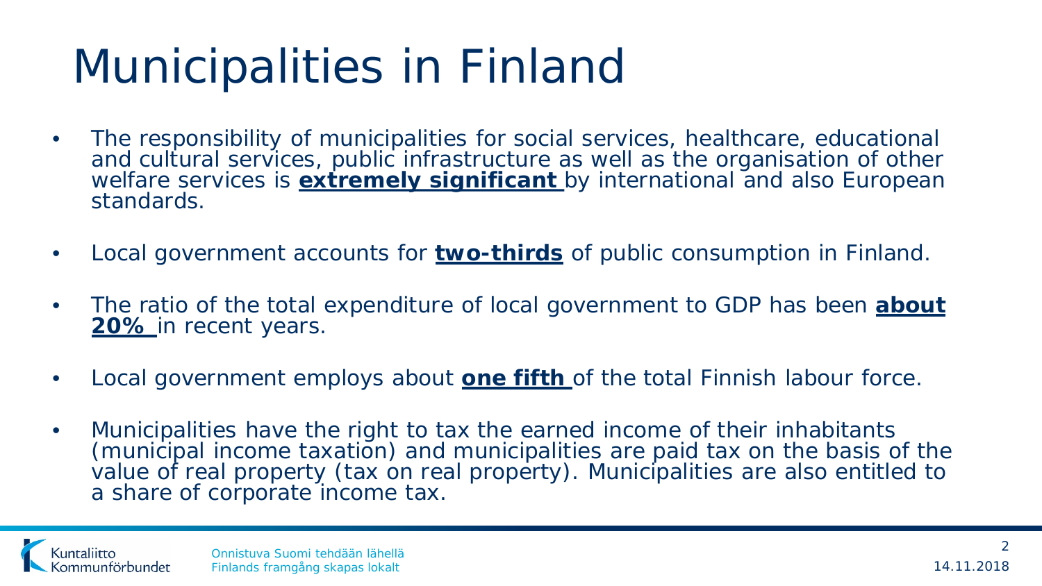# Municipalities in Finland

- The responsibility of municipalities for social services, healthcare, educational and cultural services, public infrastructure as well as the organisation of other welfare services is **extremely significant** by international and also European standards.
- Local government accounts for **two-thirds** of public consumption in Finland.
- The ratio of the total expenditure of local government to GDP has been **about 20%** in recent years.
- Local government employs about **one fifth** of the total Finnish labour force.
- Municipalities have the right to tax the earned income of their inhabitants (municipal income taxation) and municipalities are paid tax on the basis of the value of real property (tax on real property). Municipalities are also entitled to a share of corporate income tax.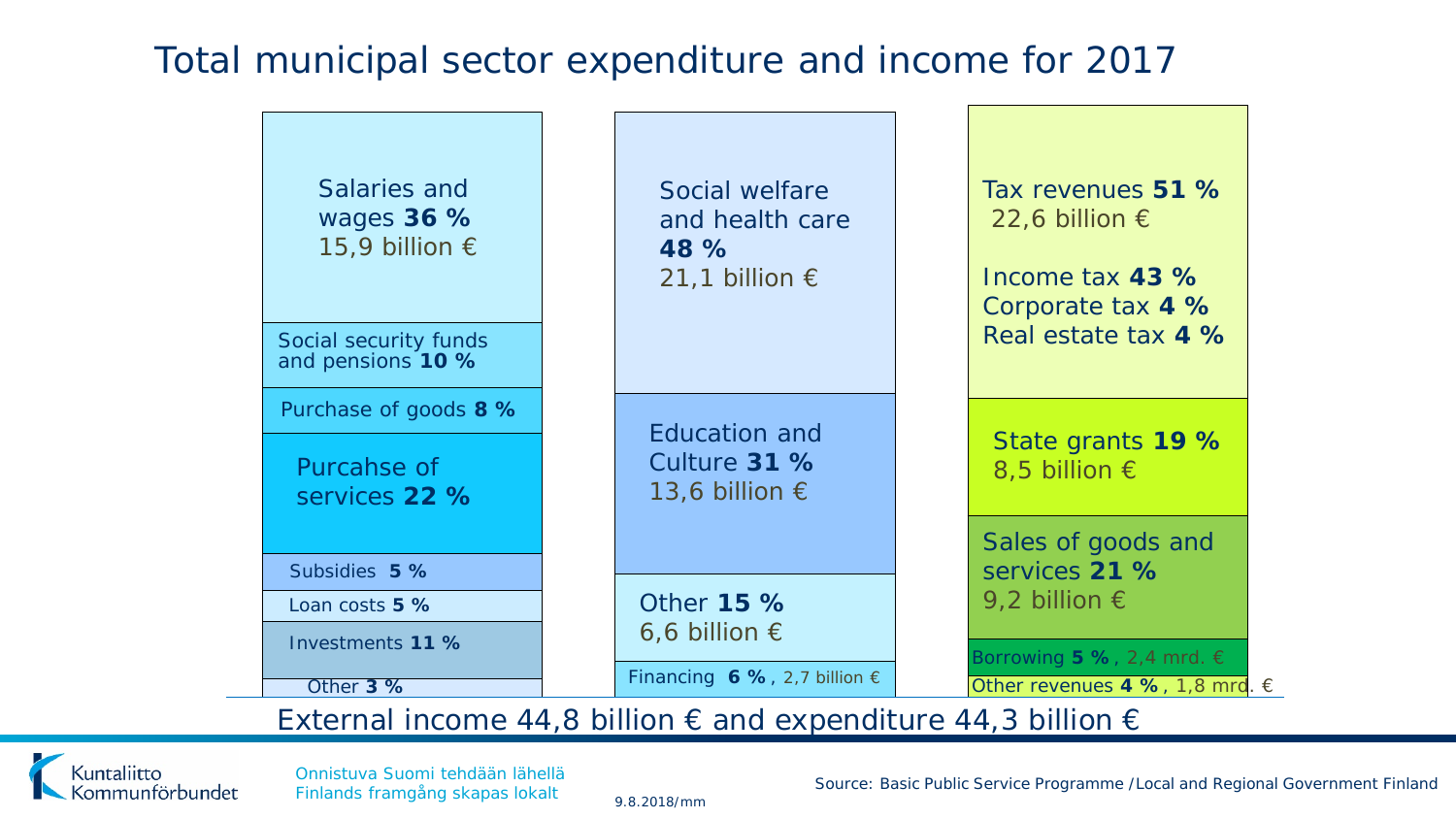# Total municipal sector expenditure and income for 2017

**Expenditure by type**

- Salaries and wages **36 %** 15,9 billion €
- Social security funds and pensions **10 %**
- Purchase of goods **8 %**
- Purcahse of services **22 %**
- Subsidies **5 %**
- Loan costs **5 %**
- Investments **11 %**
- Other **3 %**

**Expenditure by function**

- Social welfare and health care **48 %** 21,1 billion €
- Education and Culture **31 %** 13,6 billion €
- Other **15 %** 6,6 billion €
- Financing **6 %**, 2,7 billion €

**Income**

- Tax revenues **51 %** 22,6 billion €
  - Income tax **43 %**
  - Corporate tax **4 %**
  - Real estate tax **4 %**
- State grants **19 %** 8,5 billion €
- Sales of goods and services **21 %** 9,2 billion €
- Borrowing **5 %**, 2,4 mrd. €
- Other revenues **4 %**, 1,8 mrd. €

External income 44,8 billion € and expenditure 44,3 billion €

Source: Basic Public Service Programme /Local and Regional Government Finland

Kuntaliitto Kommunförbundet

Onnistuva Suomi tehdään lähellä
Finlands framgång skapas lokalt

9.8.2018/mm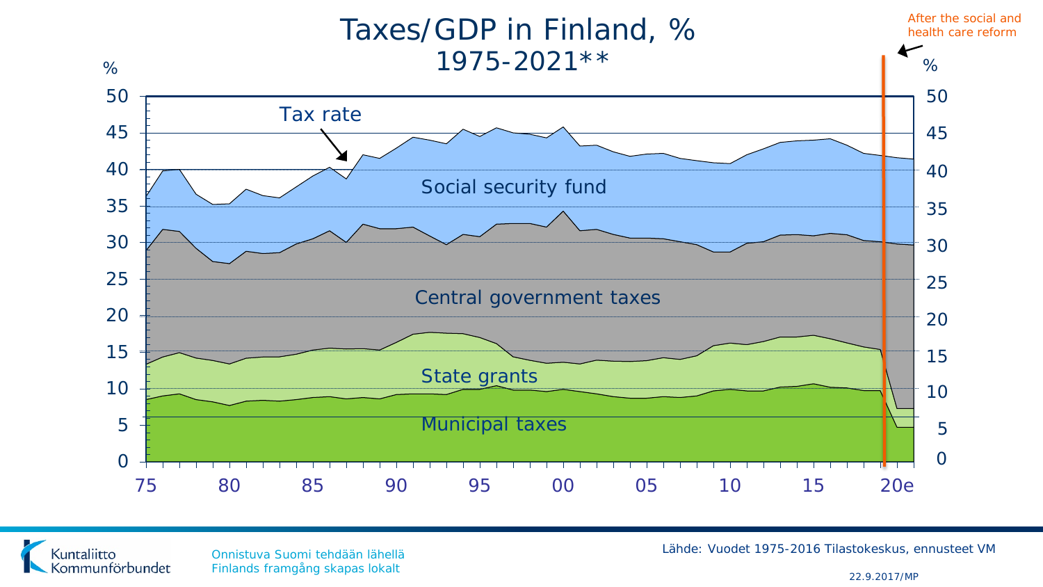# Taxes/GDP in Finland, %
## 1975-2021**

After the social and health care reform

Tax rate

Social security fund

Central government taxes

State grants

Municipal taxes

%

50
45
40
35
30
25
20
15
10
5
0

75 80 85 90 95 00 05 10 15 20e

Lähde: Vuodet 1975-2016 Tilastokeskus, ennusteet VM

Kuntaliitto Kommunförbundet

Onnistuva Suomi tehdään lähellä
Finlands framgång skapas lokalt

22.9.2017/MP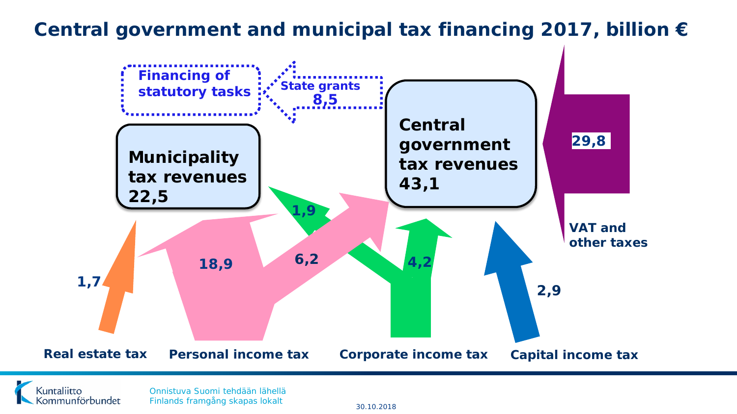# Central government and municipal tax financing 2017, billion €

Financing of statutory tasks

State grants 8,5

Municipality tax revenues 22,5

Central government tax revenues 43,1

29,8

VAT and other taxes

1,9

18,9

6,2

4,2

1,7

2,9

Real estate tax

Personal income tax

Corporate income tax

Capital income tax

Onnistuva Suomi tehdään lähellä
Finlands framgång skapas lokalt

30.10.2018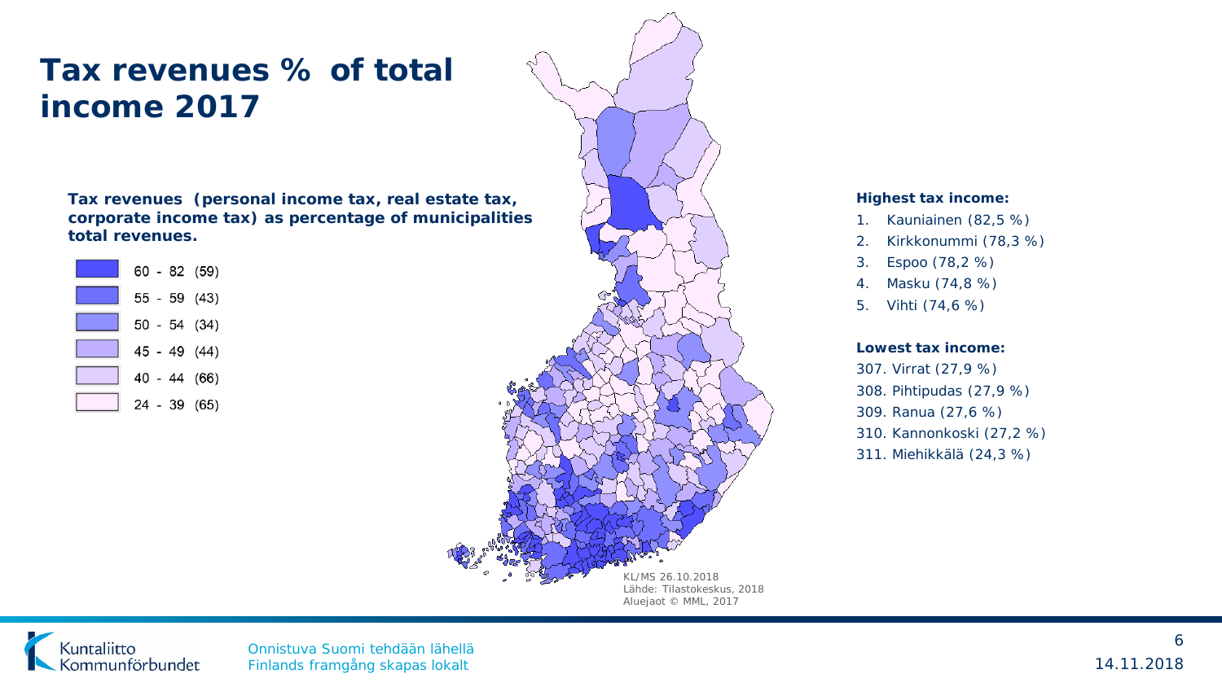# Tax revenues % of total income 2017

**Tax revenues (personal income tax, real estate tax, corporate income tax) as percentage of municipalities total revenues.**

- 60 - 82 (59)
- 55 - 59 (43)
- 50 - 54 (34)
- 45 - 49 (44)
- 40 - 44 (66)
- 24 - 39 (65)

KL/MS 26.10.2018
Lähde: Tilastokeskus, 2018
Aluejaot © MML, 2017

**Highest tax income:**

1. Kauniainen (82,5 %)
2. Kirkkonummi (78,3 %)
3. Espoo (78,2 %)
4. Masku (74,8 %)
5. Vihti (74,6 %)

**Lowest tax income:**

307. Virrat (27,9 %)
308. Pihtipudas (27,9 %)
309. Ranua (27,6 %)
310. Kannonkoski (27,2 %)
311. Miehikkälä (24,3 %)

Onnistuva Suomi tehdään lähellä
Finlands framgång skapas lokalt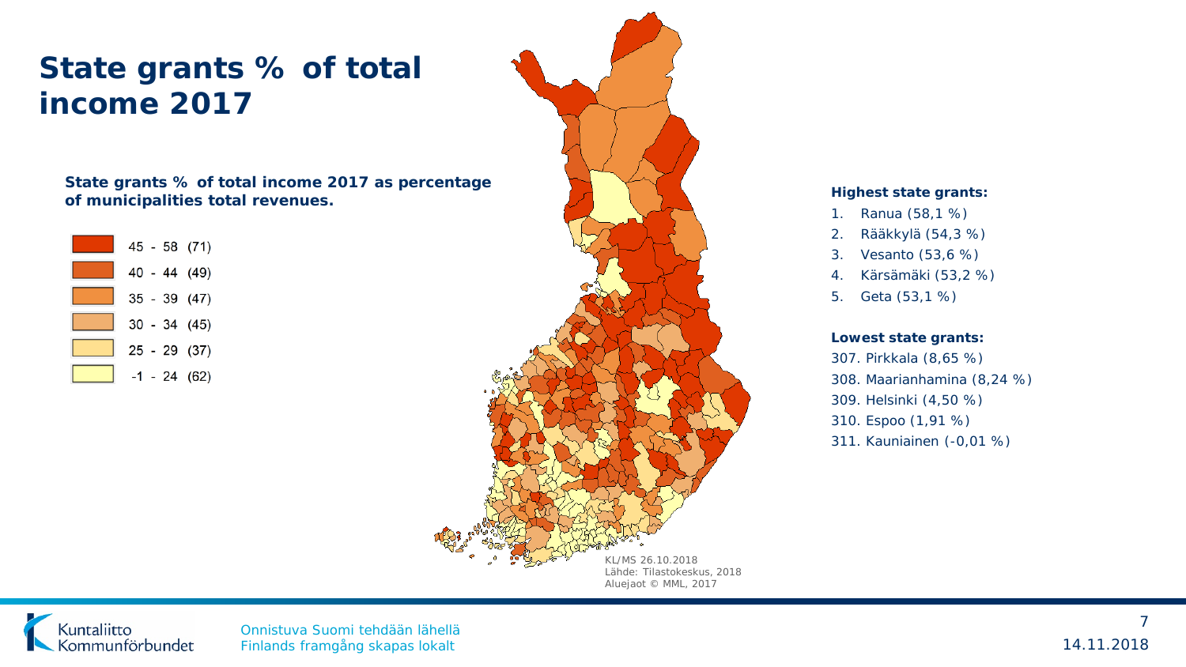# State grants % of total income 2017

**State grants % of total income 2017 as percentage of municipalities total revenues.**

| | |
|---|---|
| 45 - 58 | (71) |
| 40 - 44 | (49) |
| 35 - 39 | (47) |
| 30 - 34 | (45) |
| 25 - 29 | (37) |
| -1 - 24 | (62) |

KL/MS 26.10.2018
Lähde: Tilastokeskus, 2018
Aluejaot © MML, 2017

**Highest state grants:**

1. Ranua (58,1 %)
2. Rääkkylä (54,3 %)
3. Vesanto (53,6 %)
4. Kärsämäki (53,2 %)
5. Geta (53,1 %)

**Lowest state grants:**

307. Pirkkala (8,65 %)
308. Maarianhamina (8,24 %)
309. Helsinki (4,50 %)
310. Espoo (1,91 %)
311. Kauniainen (-0,01 %)

Onnistuva Suomi tehdään lähellä
Finlands framgång skapas lokalt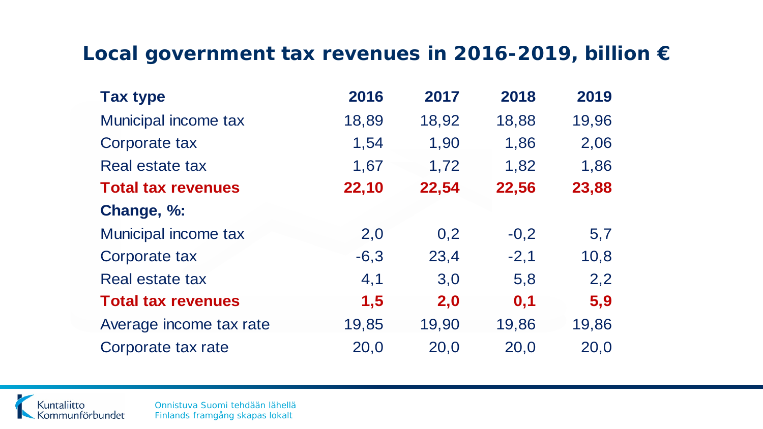# Local government tax revenues in 2016-2019, billion €

| Tax type | 2016 | 2017 | 2018 | 2019 |
| --- | --- | --- | --- | --- |
| Municipal income tax | 18,89 | 18,92 | 18,88 | 19,96 |
| Corporate tax | 1,54 | 1,90 | 1,86 | 2,06 |
| Real estate tax | 1,67 | 1,72 | 1,82 | 1,86 |
| **Total tax revenues** | **22,10** | **22,54** | **22,56** | **23,88** |
| **Change, %:** | | | | |
| Municipal income tax | 2,0 | 0,2 | -0,2 | 5,7 |
| Corporate tax | -6,3 | 23,4 | -2,1 | 10,8 |
| Real estate tax | 4,1 | 3,0 | 5,8 | 2,2 |
| **Total tax revenues** | **1,5** | **2,0** | **0,1** | **5,9** |
| Average income tax rate | 19,85 | 19,90 | 19,86 | 19,86 |
| Corporate tax rate | 20,0 | 20,0 | 20,0 | 20,0 |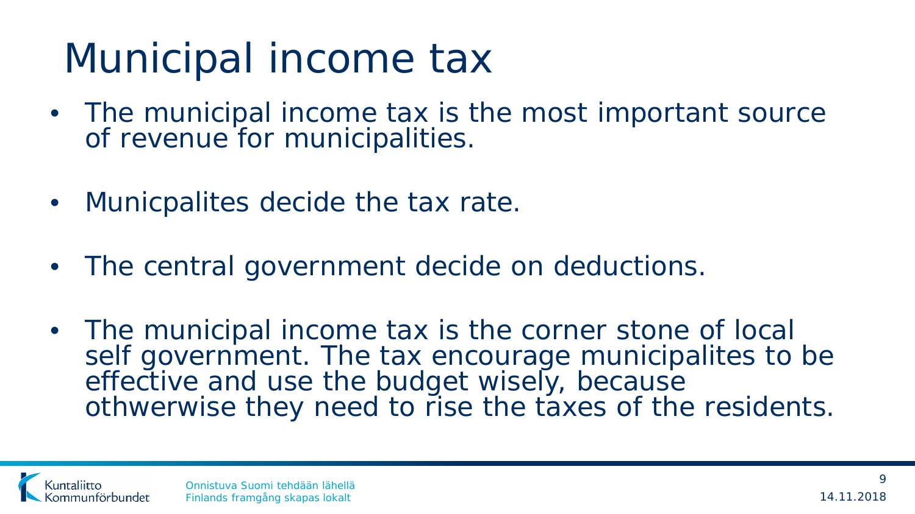# Municipal income tax

- The municipal income tax is the most important source of revenue for municipalities.
- Municpalites decide the tax rate.
- The central government decide on deductions.
- The municipal income tax is the corner stone of local self government. The tax encourage municipalites to be effective and use the budget wisely, because othwerwise they need to rise the taxes of the residents.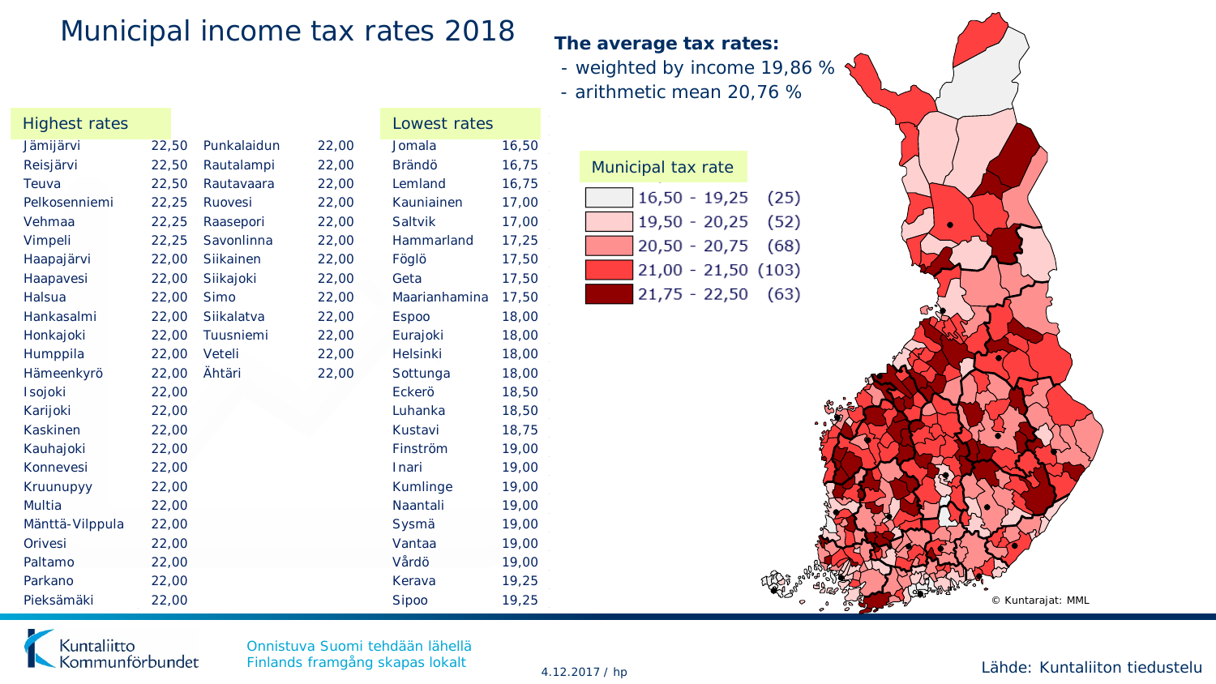# Municipal income tax rates 2018

**The average tax rates:**

- weighted by income 19,86 %
- arithmetic mean 20,76 %

| Highest rates | | | |
|---|---|---|---|
| Jämijärvi | 22,50 | Punkalaidun | 22,00 |
| Reisjärvi | 22,50 | Rautalampi | 22,00 |
| Teuva | 22,50 | Rautavaara | 22,00 |
| Pelkosenniemi | 22,25 | Ruovesi | 22,00 |
| Vehmaa | 22,25 | Raasepori | 22,00 |
| Vimpeli | 22,25 | Savonlinna | 22,00 |
| Haapajärvi | 22,00 | Siikainen | 22,00 |
| Haapavesi | 22,00 | Siikajoki | 22,00 |
| Halsua | 22,00 | Simo | 22,00 |
| Hankasalmi | 22,00 | Siikalatva | 22,00 |
| Honkajoki | 22,00 | Tuusniemi | 22,00 |
| Humppila | 22,00 | Veteli | 22,00 |
| Hämeenkyrö | 22,00 | Ähtäri | 22,00 |
| Isojoki | 22,00 | | |
| Karijoki | 22,00 | | |
| Kaskinen | 22,00 | | |
| Kauhajoki | 22,00 | | |
| Konnevesi | 22,00 | | |
| Kruunupyy | 22,00 | | |
| Multia | 22,00 | | |
| Mänttä-Vilppula | 22,00 | | |
| Orivesi | 22,00 | | |
| Paltamo | 22,00 | | |
| Parkano | 22,00 | | |
| Pieksämäki | 22,00 | | |

| Lowest rates | |
|---|---|
| Jomala | 16,50 |
| Brändö | 16,75 |
| Lemland | 16,75 |
| Kauniainen | 17,00 |
| Saltvik | 17,00 |
| Hammarland | 17,25 |
| Föglö | 17,50 |
| Geta | 17,50 |
| Maarianhamina | 17,50 |
| Espoo | 18,00 |
| Eurajoki | 18,00 |
| Helsinki | 18,00 |
| Sottunga | 18,00 |
| Eckerö | 18,50 |
| Luhanka | 18,50 |
| Kustavi | 18,75 |
| Finström | 19,00 |
| Inari | 19,00 |
| Kumlinge | 19,00 |
| Naantali | 19,00 |
| Sysmä | 19,00 |
| Vantaa | 19,00 |
| Vårdö | 19,00 |
| Kerava | 19,25 |
| Sipoo | 19,25 |

| Municipal tax rate | |
|---|---|
| 16,50 - 19,25 | (25) |
| 19,50 - 20,25 | (52) |
| 20,50 - 20,75 | (68) |
| 21,00 - 21,50 | (103) |
| 21,75 - 22,50 | (63) |

© Kuntarajat: MML

Kuntaliitto Kommunförbundet

Onnistuva Suomi tehdään lähellä
Finlands framgång skapas lokalt

4.12.2017 / hp

Lähde: Kuntaliiton tiedustelu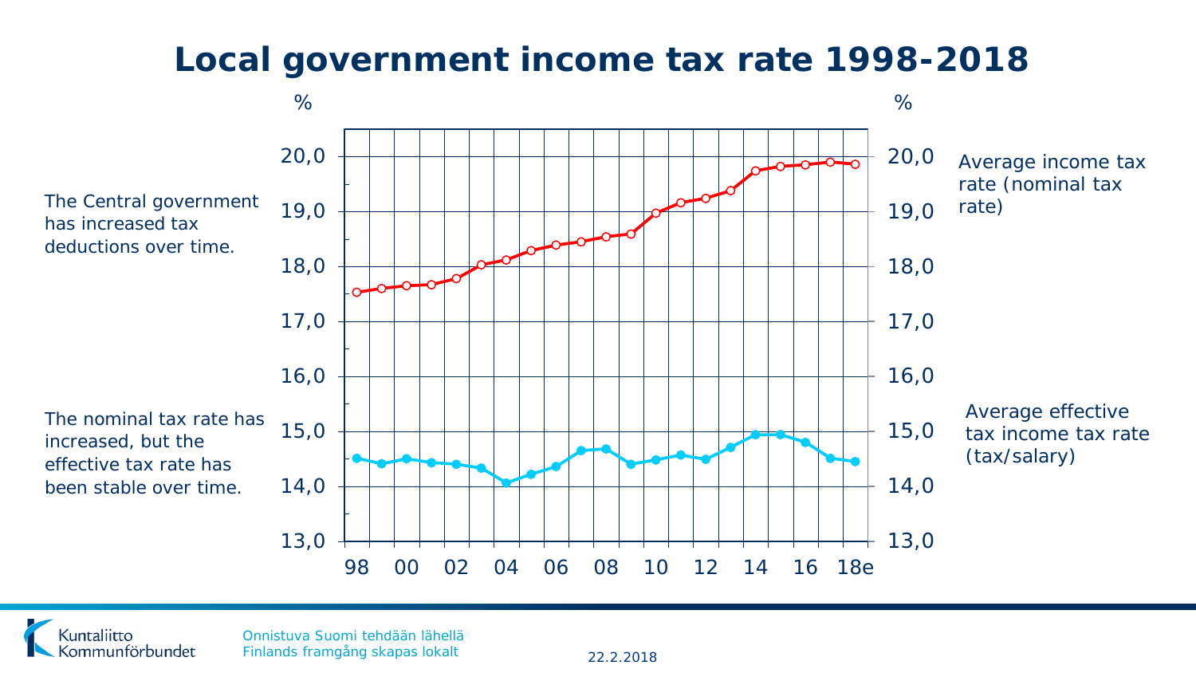# Local government income tax rate 1998-2018

The Central government has increased tax deductions over time.

The nominal tax rate has increased, but the effective tax rate has been stable over time.

%

20,0
19,0
18,0
17,0
16,0
15,0
14,0
13,0

98 00 02 04 06 08 10 12 14 16 18e

Average income tax rate (nominal tax rate)

Average effective tax income tax rate (tax/salary)

Onnistuva Suomi tehdään lähellä
Finlands framgång skapas lokalt

22.2.2018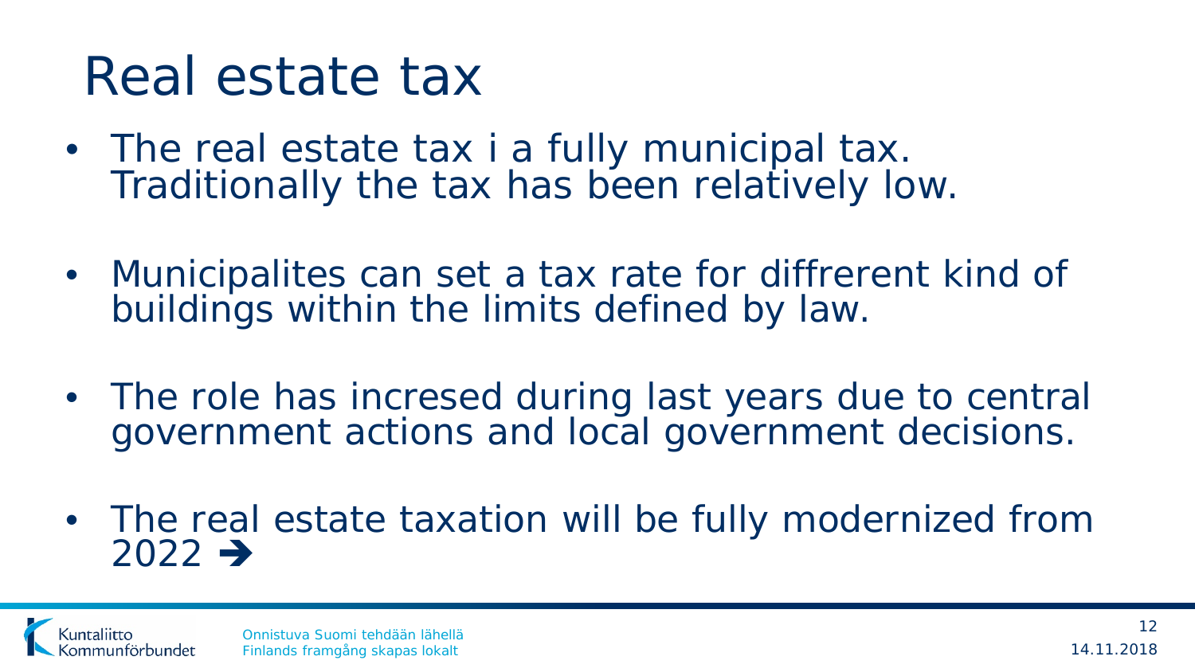# Real estate tax

- The real estate tax i a fully municipal tax. Traditionally the tax has been relatively low.
- Municipalites can set a tax rate for diffrerent kind of buildings within the limits defined by law.
- The role has incresed during last years due to central government actions and local government decisions.
- The real estate taxation will be fully modernized from 2022 ➔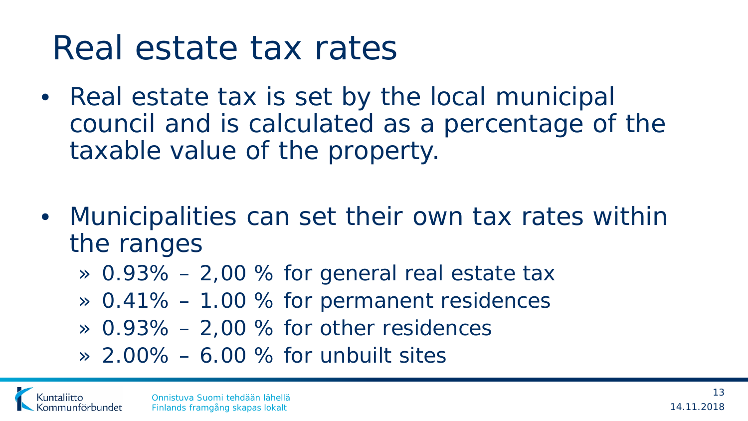# Real estate tax rates

- Real estate tax is set by the local municipal council and is calculated as a percentage of the taxable value of the property.

- Municipalities can set their own tax rates within the ranges
  - » 0.93% – 2,00 % for general real estate tax
  - » 0.41% – 1.00 % for permanent residences
  - » 0.93% – 2,00 % for other residences
  - » 2.00% – 6.00 % for unbuilt sites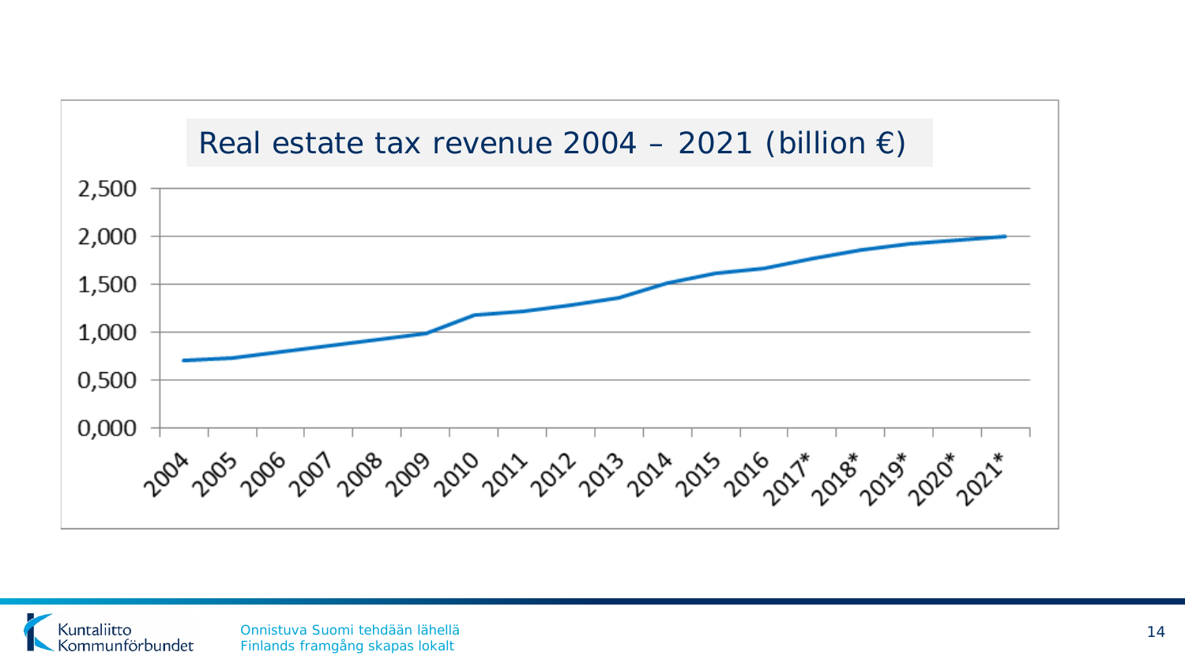Real estate tax revenue 2004 – 2021 (billion €)

Onnistuva Suomi tehdään lähellä
Finlands framgång skapas lokalt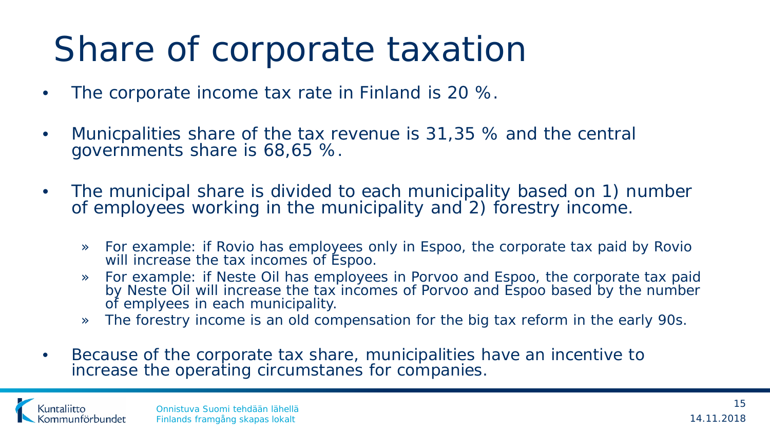# Share of corporate taxation

- The corporate income tax rate in Finland is 20 %.
- Municpalities share of the tax revenue is 31,35 % and the central governments share is 68,65 %.
- The municipal share is divided to each municipality based on 1) number of employees working in the municipality and 2) forestry income.
  - For example: if Rovio has employees only in Espoo, the corporate tax paid by Rovio will increase the tax incomes of Espoo.
  - For example: if Neste Oil has employees in Porvoo and Espoo, the corporate tax paid by Neste Oil will increase the tax incomes of Porvoo and Espoo based by the number of emplyees in each municipality.
  - The forestry income is an old compensation for the big tax reform in the early 90s.
- Because of the corporate tax share, municipalities have an incentive to increase the operating circumstanes for companies.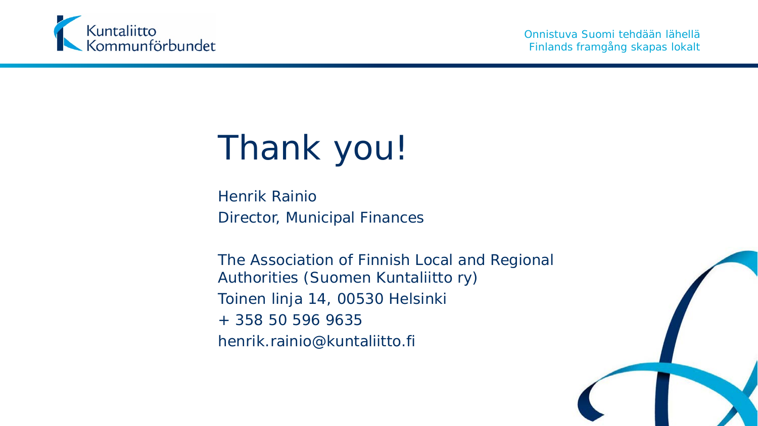# Thank you!

Henrik Rainio
Director, Municipal Finances

The Association of Finnish Local and Regional Authorities (Suomen Kuntaliitto ry)
Toinen linja 14, 00530 Helsinki
+ 358 50 596 9635
henrik.rainio@kuntaliitto.fi